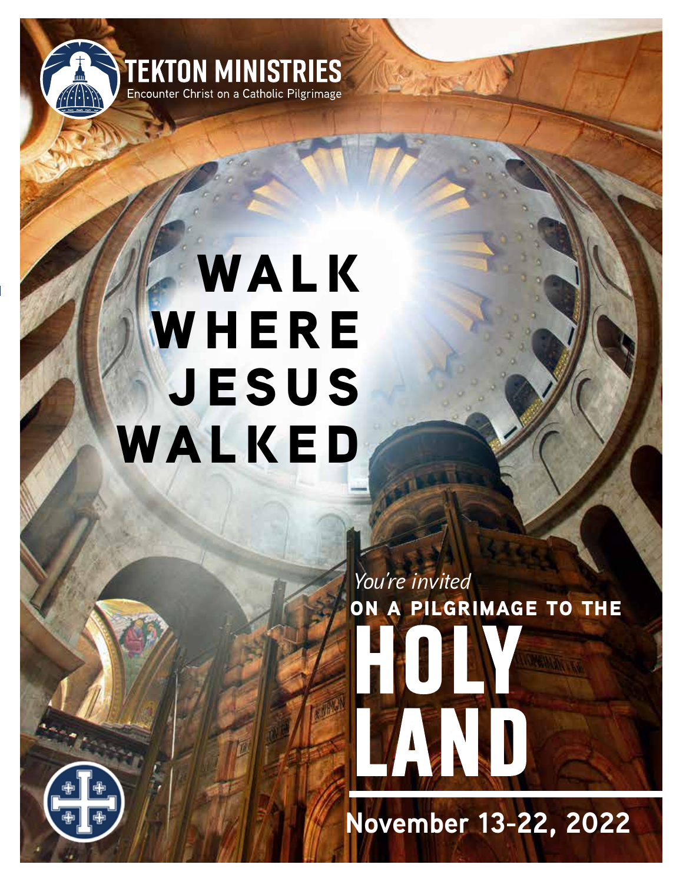**TEKTON MINISTRIES**

Encounter Christ on a Catholic Pilgrimage

# WALK WHERE JESUS WALKED

*You're invited*

**ON A PILGRIMAGE TO THE**

# HOLY LAND

**November 13-22, 2022**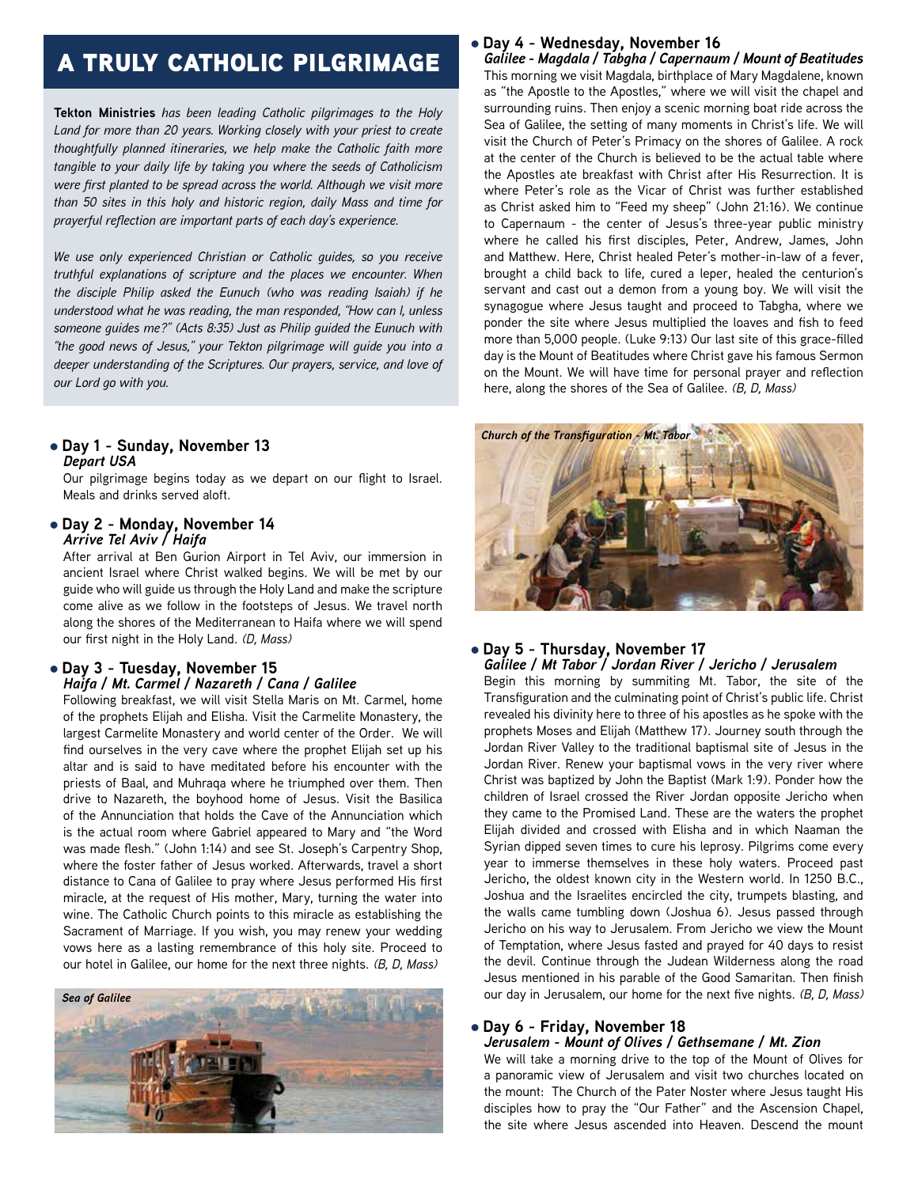# A TRULY CATHOLIC PILGRIMAGE

**Tekton Ministries** *has been leading Catholic pilgrimages to the Holy Land for more than 20 years. Working closely with your priest to create thoughtfully planned itineraries, we help make the Catholic faith more tangible to your daily life by taking you where the seeds of Catholicism were first planted to be spread across the world. Although we visit more than 50 sites in this holy and historic region, daily Mass and time for prayerful reflection are important parts of each day's experience.*

*We use only experienced Christian or Catholic guides, so you receive truthful explanations of scripture and the places we encounter. When the disciple Philip asked the Eunuch (who was reading Isaiah) if he understood what he was reading, the man responded, "How can I, unless someone guides me?" (Acts 8:35) Just as Philip guided the Eunuch with "the good news of Jesus," your Tekton pilgrimage will guide you into a deeper understanding of the Scriptures. Our prayers, service, and love of our Lord go with you.*

- **Day 1 - Sunday, November 13**
  ***Depart USA***

Our pilgrimage begins today as we depart on our flight to Israel. Meals and drinks served aloft.

- **Day 2 - Monday, November 14**
  ***Arrive Tel Aviv / Haifa***

After arrival at Ben Gurion Airport in Tel Aviv, our immersion in ancient Israel where Christ walked begins. We will be met by our guide who will guide us through the Holy Land and make the scripture come alive as we follow in the footsteps of Jesus. We travel north along the shores of the Mediterranean to Haifa where we will spend our first night in the Holy Land. *(D, Mass)*

- **Day 3 - Tuesday, November 15**
  ***Haifa / Mt. Carmel / Nazareth / Cana / Galilee***

Following breakfast, we will visit Stella Maris on Mt. Carmel, home of the prophets Elijah and Elisha. Visit the Carmelite Monastery, the largest Carmelite Monastery and world center of the Order. We will find ourselves in the very cave where the prophet Elijah set up his altar and is said to have meditated before his encounter with the priests of Baal, and Muhraqa where he triumphed over them. Then drive to Nazareth, the boyhood home of Jesus. Visit the Basilica of the Annunciation that holds the Cave of the Annunciation which is the actual room where Gabriel appeared to Mary and "the Word was made flesh." (John 1:14) and see St. Joseph's Carpentry Shop, where the foster father of Jesus worked. Afterwards, travel a short distance to Cana of Galilee to pray where Jesus performed His first miracle, at the request of His mother, Mary, turning the water into wine. The Catholic Church points to this miracle as establishing the Sacrament of Marriage. If you wish, you may renew your wedding vows here as a lasting remembrance of this holy site. Proceed to our hotel in Galilee, our home for the next three nights. *(B, D, Mass)*

*Sea of Galilee*

- **Day 4 - Wednesday, November 16**
  ***Galilee - Magdala / Tabgha / Capernaum / Mount of Beatitudes***

This morning we visit Magdala, birthplace of Mary Magdalene, known as "the Apostle to the Apostles," where we will visit the chapel and surrounding ruins. Then enjoy a scenic morning boat ride across the Sea of Galilee, the setting of many moments in Christ's life. We will visit the Church of Peter's Primacy on the shores of Galilee. A rock at the center of the Church is believed to be the actual table where the Apostles ate breakfast with Christ after His Resurrection. It is where Peter's role as the Vicar of Christ was further established as Christ asked him to "Feed my sheep" (John 21:16). We continue to Capernaum - the center of Jesus's three-year public ministry where he called his first disciples, Peter, Andrew, James, John and Matthew. Here, Christ healed Peter's mother-in-law of a fever, brought a child back to life, cured a leper, healed the centurion's servant and cast out a demon from a young boy. We will visit the synagogue where Jesus taught and proceed to Tabgha, where we ponder the site where Jesus multiplied the loaves and fish to feed more than 5,000 people. (Luke 9:13) Our last site of this grace-filled day is the Mount of Beatitudes where Christ gave his famous Sermon on the Mount. We will have time for personal prayer and reflection here, along the shores of the Sea of Galilee. *(B, D, Mass)*

*Church of the Transfiguration - Mt. Tabor*

- **Day 5 - Thursday, November 17**
  ***Galilee / Mt Tabor / Jordan River / Jericho / Jerusalem***

Begin this morning by summiting Mt. Tabor, the site of the Transfiguration and the culminating point of Christ's public life. Christ revealed his divinity here to three of his apostles as he spoke with the prophets Moses and Elijah (Matthew 17). Journey south through the Jordan River Valley to the traditional baptismal site of Jesus in the Jordan River. Renew your baptismal vows in the very river where Christ was baptized by John the Baptist (Mark 1:9). Ponder how the children of Israel crossed the River Jordan opposite Jericho when they came to the Promised Land. These are the waters the prophet Elijah divided and crossed with Elisha and in which Naaman the Syrian dipped seven times to cure his leprosy. Pilgrims come every year to immerse themselves in these holy waters. Proceed past Jericho, the oldest known city in the Western world. In 1250 B.C., Joshua and the Israelites encircled the city, trumpets blasting, and the walls came tumbling down (Joshua 6). Jesus passed through Jericho on his way to Jerusalem. From Jericho we view the Mount of Temptation, where Jesus fasted and prayed for 40 days to resist the devil. Continue through the Judean Wilderness along the road Jesus mentioned in his parable of the Good Samaritan. Then finish our day in Jerusalem, our home for the next five nights. *(B, D, Mass)*

- **Day 6 - Friday, November 18**
  ***Jerusalem - Mount of Olives / Gethsemane / Mt. Zion***

We will take a morning drive to the top of the Mount of Olives for a panoramic view of Jerusalem and visit two churches located on the mount: The Church of the Pater Noster where Jesus taught His disciples how to pray the "Our Father" and the Ascension Chapel, the site where Jesus ascended into Heaven. Descend the mount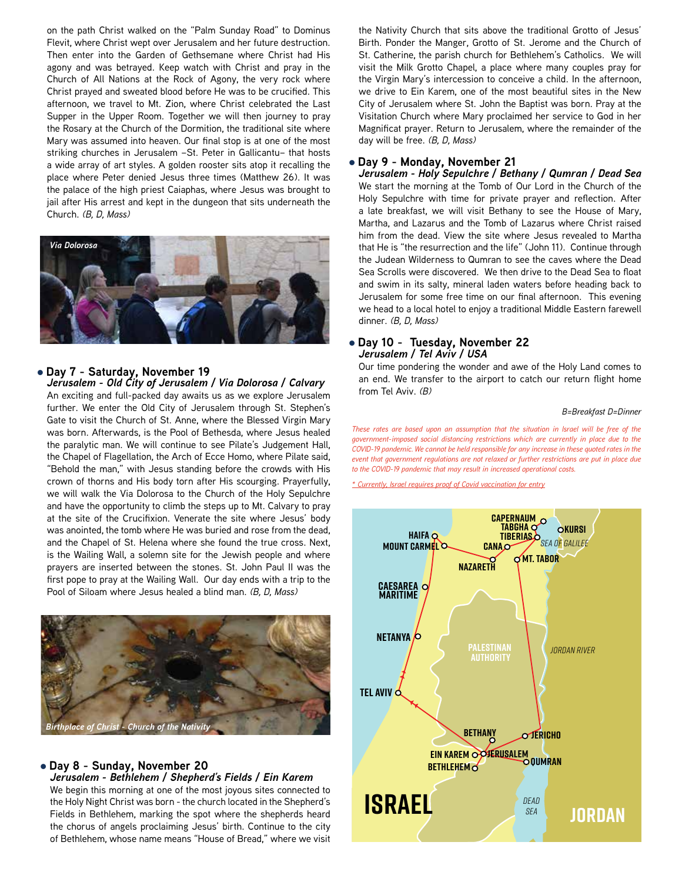on the path Christ walked on the "Palm Sunday Road" to Dominus Flevit, where Christ wept over Jerusalem and her future destruction. Then enter into the Garden of Gethsemane where Christ had His agony and was betrayed. Keep watch with Christ and pray in the Church of All Nations at the Rock of Agony, the very rock where Christ prayed and sweated blood before He was to be crucified. This afternoon, we travel to Mt. Zion, where Christ celebrated the Last Supper in the Upper Room. Together we will then journey to pray the Rosary at the Church of the Dormition, the traditional site where Mary was assumed into heaven. Our final stop is at one of the most striking churches in Jerusalem –St. Peter in Gallicantu– that hosts a wide array of art styles. A golden rooster sits atop it recalling the place where Peter denied Jesus three times (Matthew 26). It was the palace of the high priest Caiaphas, where Jesus was brought to jail after His arrest and kept in the dungeon that sits underneath the Church. *(B, D, Mass)*

*Via Dolorosa*

- **Day 7 - Saturday, November 19**
  ***Jerusalem - Old City of Jerusalem / Via Dolorosa / Calvary***

An exciting and full-packed day awaits us as we explore Jerusalem further. We enter the Old City of Jerusalem through St. Stephen's Gate to visit the Church of St. Anne, where the Blessed Virgin Mary was born. Afterwards, is the Pool of Bethesda, where Jesus healed the paralytic man. We will continue to see Pilate's Judgement Hall, the Chapel of Flagellation, the Arch of Ecce Homo, where Pilate said, "Behold the man," with Jesus standing before the crowds with His crown of thorns and His body torn after His scourging. Prayerfully, we will walk the Via Dolorosa to the Church of the Holy Sepulchre and have the opportunity to climb the steps up to Mt. Calvary to pray at the site of the Crucifixion. Venerate the site where Jesus' body was anointed, the tomb where He was buried and rose from the dead, and the Chapel of St. Helena where she found the true cross. Next, is the Wailing Wall, a solemn site for the Jewish people and where prayers are inserted between the stones. St. John Paul II was the first pope to pray at the Wailing Wall. Our day ends with a trip to the Pool of Siloam where Jesus healed a blind man. *(B, D, Mass)*

*Birthplace of Christ - Church of the Nativity*

- **Day 8 - Sunday, November 20**
  ***Jerusalem - Bethlehem / Shepherd's Fields / Ein Karem***

We begin this morning at one of the most joyous sites connected to the Holy Night Christ was born - the church located in the Shepherd's Fields in Bethlehem, marking the spot where the shepherds heard the chorus of angels proclaiming Jesus' birth. Continue to the city of Bethlehem, whose name means "House of Bread," where we visit the Nativity Church that sits above the traditional Grotto of Jesus' Birth. Ponder the Manger, Grotto of St. Jerome and the Church of St. Catherine, the parish church for Bethlehem's Catholics. We will visit the Milk Grotto Chapel, a place where many couples pray for the Virgin Mary's intercession to conceive a child. In the afternoon, we drive to Ein Karem, one of the most beautiful sites in the New City of Jerusalem where St. John the Baptist was born. Pray at the Visitation Church where Mary proclaimed her service to God in her Magnificat prayer. Return to Jerusalem, where the remainder of the day will be free. *(B, D, Mass)*

- **Day 9 - Monday, November 21**
  ***Jerusalem - Holy Sepulchre / Bethany / Qumran / Dead Sea***

We start the morning at the Tomb of Our Lord in the Church of the Holy Sepulchre with time for private prayer and reflection. After a late breakfast, we will visit Bethany to see the House of Mary, Martha, and Lazarus and the Tomb of Lazarus where Christ raised him from the dead. View the site where Jesus revealed to Martha that He is "the resurrection and the life" (John 11). Continue through the Judean Wilderness to Qumran to see the caves where the Dead Sea Scrolls were discovered. We then drive to the Dead Sea to float and swim in its salty, mineral laden waters before heading back to Jerusalem for some free time on our final afternoon. This evening we head to a local hotel to enjoy a traditional Middle Eastern farewell dinner. *(B, D, Mass)*

- **Day 10 - Tuesday, November 22**
  ***Jerusalem / Tel Aviv / USA***

Our time pondering the wonder and awe of the Holy Land comes to an end. We transfer to the airport to catch our return flight home from Tel Aviv. *(B)*

*B=Breakfast D=Dinner*

*These rates are based upon an assumption that the situation in Israel will be free of the government-imposed social distancing restrictions which are currently in place due to the COVID-19 pandemic. We cannot be held responsible for any increase in these quoted rates in the event that government regulations are not relaxed or further restrictions are put in place due to the COVID-19 pandemic that may result in increased operational costs.*

*\* Currently, Israel requires proof of Covid vaccination for entry*

CAPERNAUM, TABGHA, KURSI, TIBERIAS, SEA OF GALILEE, HAIFA, MOUNT CARMEL, CANA, MT. TABOR, NAZARETH, CAESAREA MARITIME, NETANYA, PALESTINIAN AUTHORITY, JORDAN RIVER, TEL AVIV, BETHANY, JERICHO, EIN KAREM, JERUSALEM, QUMRAN, BETHLEHEM, ISRAEL, DEAD SEA, JORDAN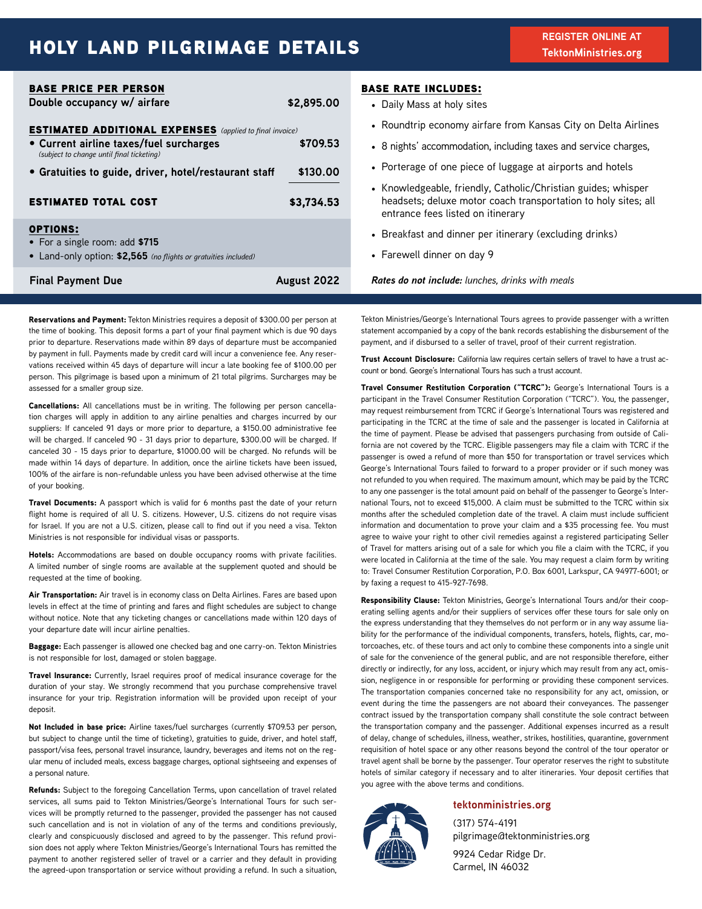# HOLY LAND PILGRIMAGE DETAILS

**REGISTER ONLINE AT TektonMinistries.org**

## BASE PRICE PER PERSON

| | |
|---|---|
| **Double occupancy w/ airfare** | **$2,895.00** |

## ESTIMATED ADDITIONAL EXPENSES *(applied to final invoice)*

| | |
|---|---|
| • **Current airline taxes/fuel surcharges** *(subject to change until final ticketing)* | **$709.53** |
| • **Gratuities to guide, driver, hotel/restaurant staff** | **$130.00** |
| **ESTIMATED TOTAL COST** | **$3,734.53** |

## OPTIONS:

- For a single room: add **$715**
- Land-only option: **$2,565** *(no flights or gratuities included)*

| | |
|---|---|
| **Final Payment Due** | **August 2022** |

## BASE RATE INCLUDES:

- Daily Mass at holy sites
- Roundtrip economy airfare from Kansas City on Delta Airlines
- 8 nights' accommodation, including taxes and service charges,
- Porterage of one piece of luggage at airports and hotels
- Knowledgeable, friendly, Catholic/Christian guides; whisper headsets; deluxe motor coach transportation to holy sites; all entrance fees listed on itinerary
- Breakfast and dinner per itinerary (excluding drinks)
- Farewell dinner on day 9

***Rates do not include:*** *lunches, drinks with meals*

**Reservations and Payment:** Tekton Ministries requires a deposit of $300.00 per person at the time of booking. This deposit forms a part of your final payment which is due 90 days prior to departure. Reservations made within 89 days of departure must be accompanied by payment in full. Payments made by credit card will incur a convenience fee. Any reservations received within 45 days of departure will incur a late booking fee of $100.00 per person. This pilgrimage is based upon a minimum of 21 total pilgrims. Surcharges may be assessed for a smaller group size.

**Cancellations:** All cancellations must be in writing. The following per person cancellation charges will apply in addition to any airline penalties and charges incurred by our suppliers: If canceled 91 days or more prior to departure, a $150.00 administrative fee will be charged. If canceled 90 - 31 days prior to departure, $300.00 will be charged. If canceled 30 - 15 days prior to departure, $1000.00 will be charged. No refunds will be made within 14 days of departure. In addition, once the airline tickets have been issued, 100% of the airfare is non-refundable unless you have been advised otherwise at the time of your booking.

**Travel Documents:** A passport which is valid for 6 months past the date of your return flight home is required of all U. S. citizens. However, U.S. citizens do not require visas for Israel. If you are not a U.S. citizen, please call to find out if you need a visa. Tekton Ministries is not responsible for individual visas or passports.

**Hotels:** Accommodations are based on double occupancy rooms with private facilities. A limited number of single rooms are available at the supplement quoted and should be requested at the time of booking.

**Air Transportation:** Air travel is in economy class on Delta Airlines. Fares are based upon levels in effect at the time of printing and fares and flight schedules are subject to change without notice. Note that any ticketing changes or cancellations made within 120 days of your departure date will incur airline penalties.

**Baggage:** Each passenger is allowed one checked bag and one carry-on. Tekton Ministries is not responsible for lost, damaged or stolen baggage.

**Travel Insurance:** Currently, Israel requires proof of medical insurance coverage for the duration of your stay. We strongly recommend that you purchase comprehensive travel insurance for your trip. Registration information will be provided upon receipt of your deposit.

**Not Included in base price:** Airline taxes/fuel surcharges (currently $709.53 per person, but subject to change until the time of ticketing), gratuities to guide, driver, and hotel staff, passport/visa fees, personal travel insurance, laundry, beverages and items not on the regular menu of included meals, excess baggage charges, optional sightseeing and expenses of a personal nature.

**Refunds:** Subject to the foregoing Cancellation Terms, upon cancellation of travel related services, all sums paid to Tekton Ministries/George's International Tours for such services will be promptly returned to the passenger, provided the passenger has not caused such cancellation and is not in violation of any of the terms and conditions previously, clearly and conspicuously disclosed and agreed to by the passenger. This refund provision does not apply where Tekton Ministries/George's International Tours has remitted the payment to another registered seller of travel or a carrier and they default in providing the agreed-upon transportation or service without providing a refund. In such a situation, Tekton Ministries/George's International Tours agrees to provide passenger with a written statement accompanied by a copy of the bank records establishing the disbursement of the payment, and if disbursed to a seller of travel, proof of their current registration.

**Trust Account Disclosure:** California law requires certain sellers of travel to have a trust account or bond. George's International Tours has such a trust account.

**Travel Consumer Restitution Corporation ("TCRC"):** George's International Tours is a participant in the Travel Consumer Restitution Corporation ("TCRC"). You, the passenger, may request reimbursement from TCRC if George's International Tours was registered and participating in the TCRC at the time of sale and the passenger is located in California at the time of payment. Please be advised that passengers purchasing from outside of California are not covered by the TCRC. Eligible passengers may file a claim with TCRC if the passenger is owed a refund of more than $50 for transportation or travel services which George's International Tours failed to forward to a proper provider or if such money was not refunded to you when required. The maximum amount, which may be paid by the TCRC to any one passenger is the total amount paid on behalf of the passenger to George's International Tours, not to exceed $15,000. A claim must be submitted to the TCRC within six months after the scheduled completion date of the travel. A claim must include sufficient information and documentation to prove your claim and a $35 processing fee. You must agree to waive your right to other civil remedies against a registered participating Seller of Travel for matters arising out of a sale for which you file a claim with the TCRC, if you were located in California at the time of the sale. You may request a claim form by writing to: Travel Consumer Restitution Corporation, P.O. Box 6001, Larkspur, CA 94977-6001; or by faxing a request to 415-927-7698.

**Responsibility Clause:** Tekton Ministries, George's International Tours and/or their cooperating selling agents and/or their suppliers of services offer these tours for sale only on the express understanding that they themselves do not perform or in any way assume liability for the performance of the individual components, transfers, hotels, flights, car, motorcoaches, etc. of these tours and act only to combine these components into a single unit of sale for the convenience of the general public, and are not responsible therefore, either directly or indirectly, for any loss, accident, or injury which may result from any act, omission, negligence in or responsible for performing or providing these component services. The transportation companies concerned take no responsibility for any act, omission, or event during the time the passengers are not aboard their conveyances. The passenger contract issued by the transportation company shall constitute the sole contract between the transportation company and the passenger. Additional expenses incurred as a result of delay, change of schedules, illness, weather, strikes, hostilities, quarantine, government requisition of hotel space or any other reasons beyond the control of the tour operator or travel agent shall be borne by the passenger. Tour operator reserves the right to substitute hotels of similar category if necessary and to alter itineraries. Your deposit certifies that you agree with the above terms and conditions.

**tektonministries.org**

(317) 574-4191
pilgrimage@tektonministries.org

9924 Cedar Ridge Dr.
Carmel, IN 46032